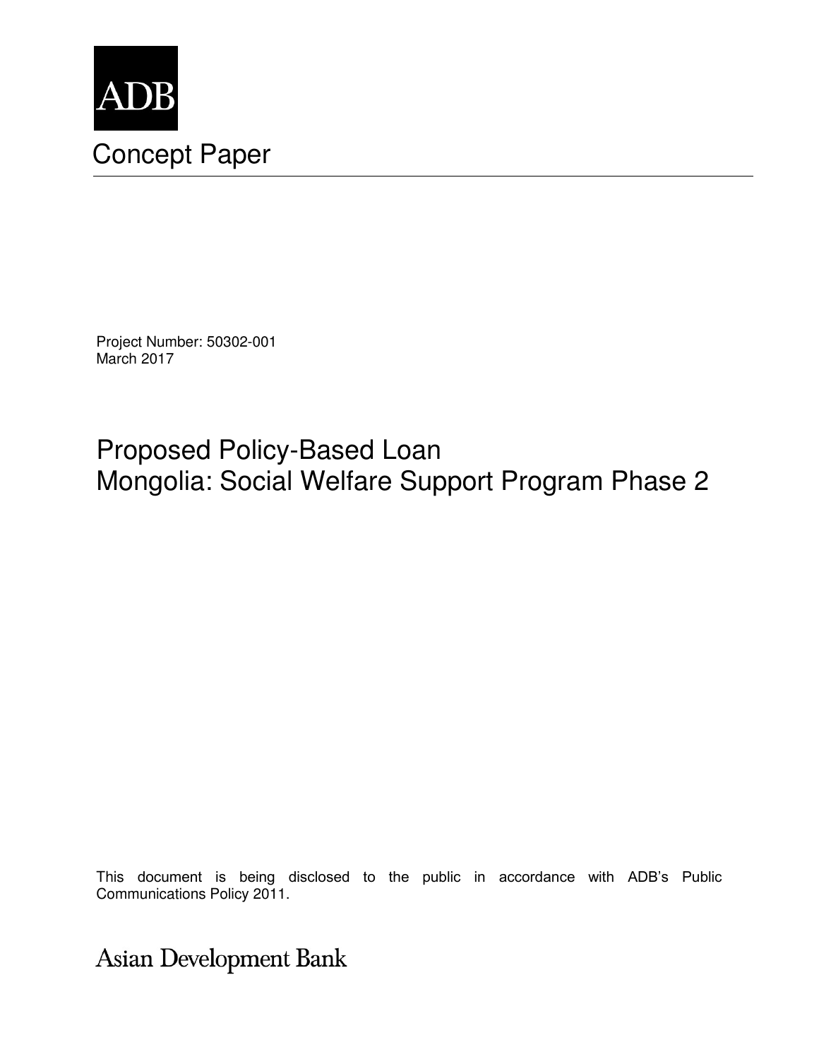ADB

# Concept Paper

Project Number: 50302-001
March 2017

## Proposed Policy-Based Loan
## Mongolia: Social Welfare Support Program Phase 2

This document is being disclosed to the public in accordance with ADB's Public Communications Policy 2011.

Asian Development Bank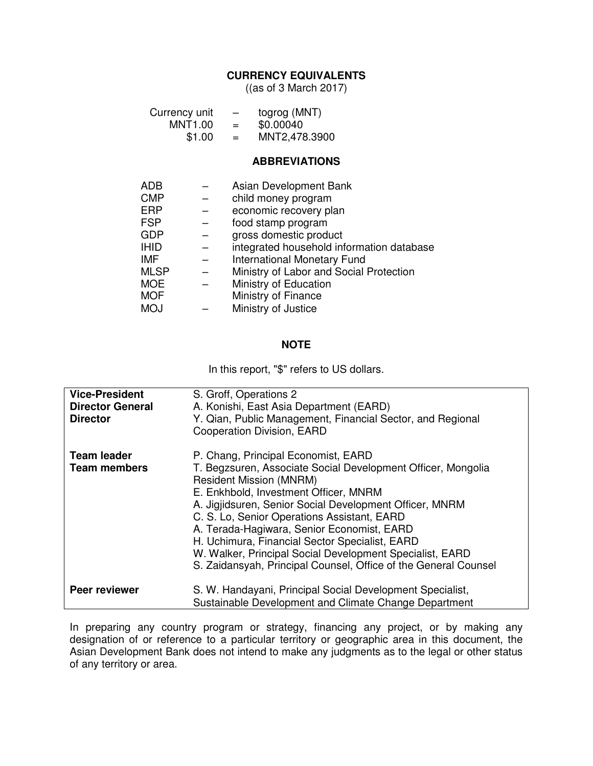## CURRENCY EQUIVALENTS

((as of 3 March 2017)

| | | |
|---|---|---|
| Currency unit | – | togrog (MNT) |
| MNT1.00 | = | $0.00040 |
| $1.00 | = | MNT2,478.3900 |

## ABBREVIATIONS

| | | |
|---|---|---|
| ADB | – | Asian Development Bank |
| CMP | – | child money program |
| ERP | – | economic recovery plan |
| FSP | – | food stamp program |
| GDP | – | gross domestic product |
| IHID | – | integrated household information database |
| IMF | – | International Monetary Fund |
| MLSP | – | Ministry of Labor and Social Protection |
| MOE | – | Ministry of Education |
| MOF | | Ministry of Finance |
| MOJ | – | Ministry of Justice |

## NOTE

In this report, "$" refers to US dollars.

| | |
|---|---|
| **Vice-President** | S. Groff, Operations 2 |
| **Director General** | A. Konishi, East Asia Department (EARD) |
| **Director** | Y. Qian, Public Management, Financial Sector, and Regional Cooperation Division, EARD |
| **Team leader** | P. Chang, Principal Economist, EARD |
| **Team members** | T. Begzsuren, Associate Social Development Officer, Mongolia Resident Mission (MNRM) |
| | E. Enkhbold, Investment Officer, MNRM |
| | A. Jigjidsuren, Senior Social Development Officer, MNRM |
| | C. S. Lo, Senior Operations Assistant, EARD |
| | A. Terada-Hagiwara, Senior Economist, EARD |
| | H. Uchimura, Financial Sector Specialist, EARD |
| | W. Walker, Principal Social Development Specialist, EARD |
| | S. Zaidansyah, Principal Counsel, Office of the General Counsel |
| **Peer reviewer** | S. W. Handayani, Principal Social Development Specialist, Sustainable Development and Climate Change Department |

In preparing any country program or strategy, financing any project, or by making any designation of or reference to a particular territory or geographic area in this document, the Asian Development Bank does not intend to make any judgments as to the legal or other status of any territory or area.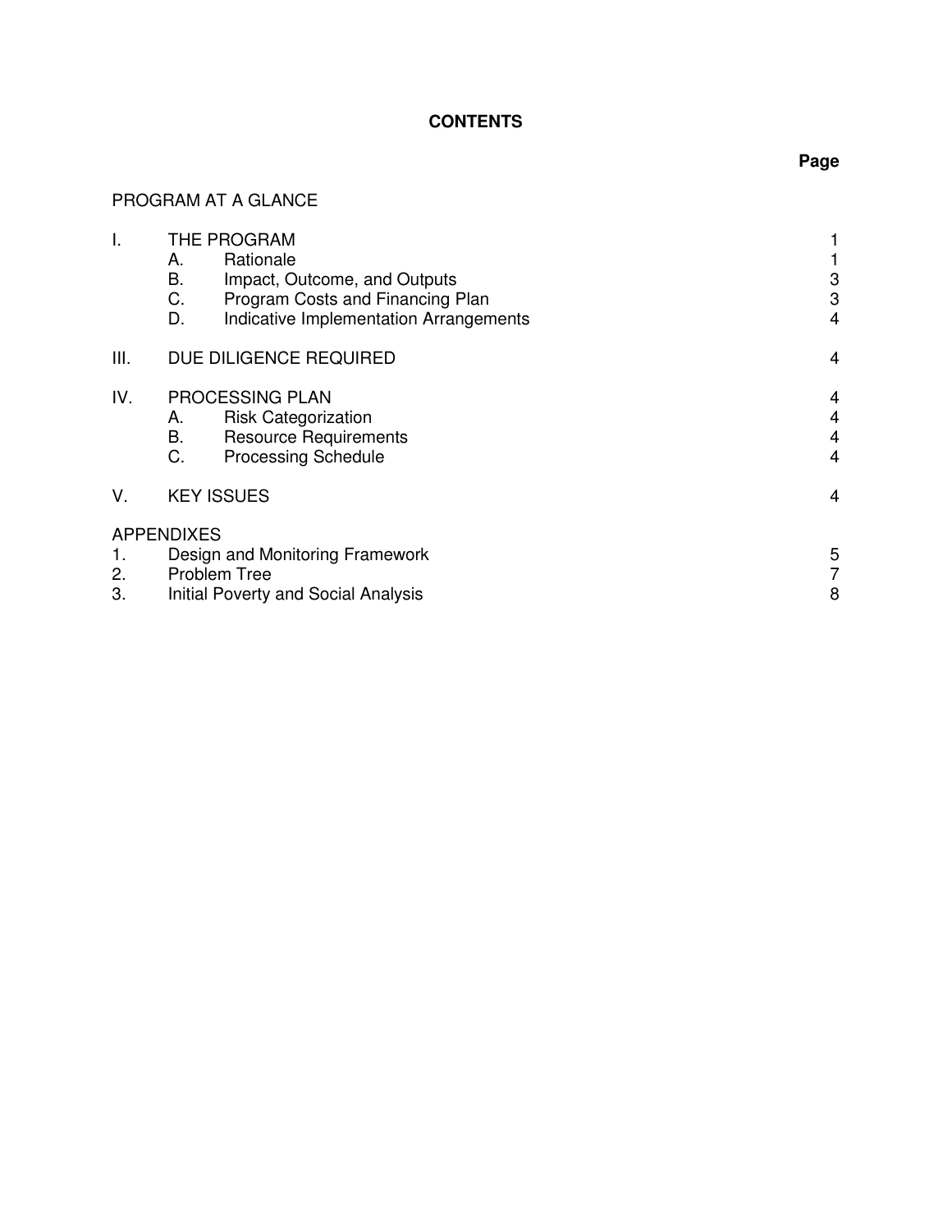# CONTENTS

| | | Page |
|---|---|---|
| PROGRAM AT A GLANCE | | |
| I. | THE PROGRAM | 1 |
| | A. Rationale | 1 |
| | B. Impact, Outcome, and Outputs | 3 |
| | C. Program Costs and Financing Plan | 3 |
| | D. Indicative Implementation Arrangements | 4 |
| III. | DUE DILIGENCE REQUIRED | 4 |
| IV. | PROCESSING PLAN | 4 |
| | A. Risk Categorization | 4 |
| | B. Resource Requirements | 4 |
| | C. Processing Schedule | 4 |
| V. | KEY ISSUES | 4 |
| APPENDIXES | | |
| 1. | Design and Monitoring Framework | 5 |
| 2. | Problem Tree | 7 |
| 3. | Initial Poverty and Social Analysis | 8 |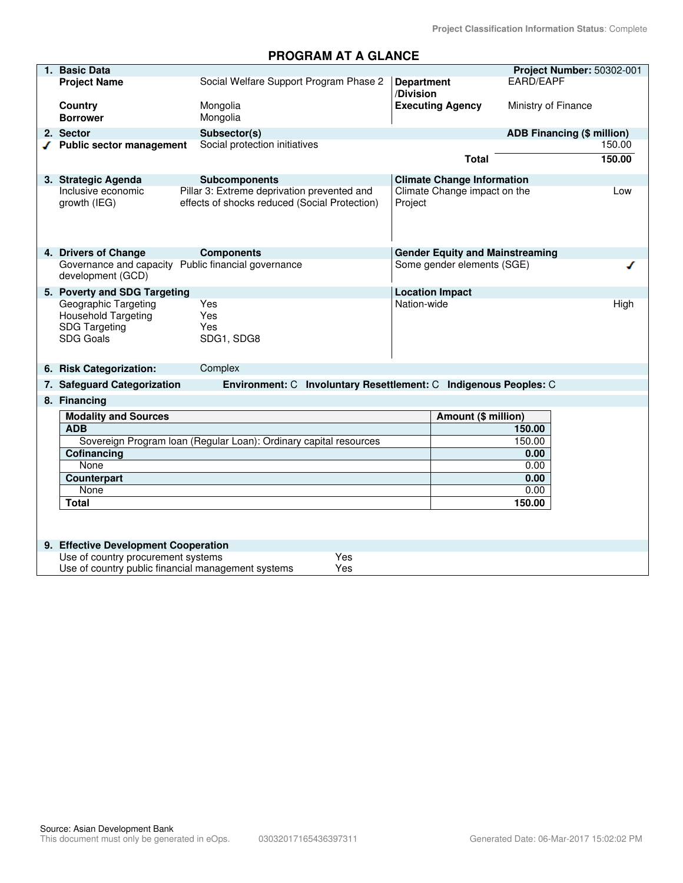Project Classification Information Status: Complete

# PROGRAM AT A GLANCE

| 1. Basic Data | | | Project Number: 50302-001 |
|---|---|---|---|
| Project Name | Social Welfare Support Program Phase 2 | Department /Division | EARD/EAPF |
| Country | Mongolia | Executing Agency | Ministry of Finance |
| Borrower | Mongolia | | |

| 2. Sector | Subsector(s) | ADB Financing ($ million) |
|---|---|---|
| ✓ Public sector management | Social protection initiatives | 150.00 |
| | **Total** | **150.00** |

| 3. Strategic Agenda | Subcomponents | Climate Change Information | |
|---|---|---|---|
| Inclusive economic growth (IEG) | Pillar 3: Extreme deprivation prevented and effects of shocks reduced (Social Protection) | Climate Change impact on the Project | Low |

| 4. Drivers of Change | Components | Gender Equity and Mainstreaming | |
|---|---|---|---|
| Governance and capacity development (GCD) | Public financial governance | Some gender elements (SGE) | ✓ |

| 5. Poverty and SDG Targeting | | Location Impact | |
|---|---|---|---|
| Geographic Targeting | Yes | Nation-wide | High |
| Household Targeting | Yes | | |
| SDG Targeting | Yes | | |
| SDG Goals | SDG1, SDG8 | | |

**6. Risk Categorization:** Complex

**7. Safeguard Categorization** Environment: C Involuntary Resettlement: C Indigenous Peoples: C

**8. Financing**

| Modality and Sources | Amount ($ million) |
|---|---|
| **ADB** | **150.00** |
| Sovereign Program loan (Regular Loan): Ordinary capital resources | 150.00 |
| **Cofinancing** | **0.00** |
| None | 0.00 |
| **Counterpart** | **0.00** |
| None | 0.00 |
| **Total** | **150.00** |

**9. Effective Development Cooperation**

| | |
|---|---|
| Use of country procurement systems | Yes |
| Use of country public financial management systems | Yes |

Source: Asian Development Bank
This document must only be generated in eOps. 03032017165436397311 Generated Date: 06-Mar-2017 15:02:02 PM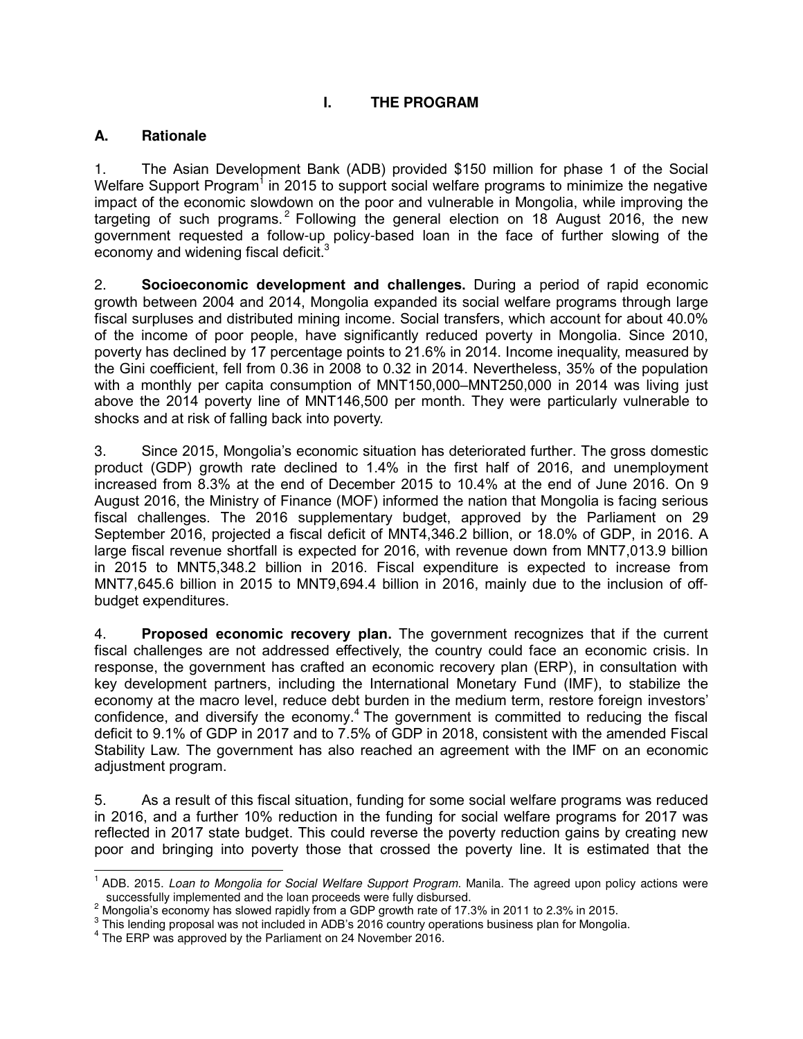# I. THE PROGRAM

## A. Rationale

1. The Asian Development Bank (ADB) provided $150 million for phase 1 of the Social Welfare Support Program[1] in 2015 to support social welfare programs to minimize the negative impact of the economic slowdown on the poor and vulnerable in Mongolia, while improving the targeting of such programs.[2] Following the general election on 18 August 2016, the new government requested a follow-up policy-based loan in the face of further slowing of the economy and widening fiscal deficit.[3]

2. **Socioeconomic development and challenges.** During a period of rapid economic growth between 2004 and 2014, Mongolia expanded its social welfare programs through large fiscal surpluses and distributed mining income. Social transfers, which account for about 40.0% of the income of poor people, have significantly reduced poverty in Mongolia. Since 2010, poverty has declined by 17 percentage points to 21.6% in 2014. Income inequality, measured by the Gini coefficient, fell from 0.36 in 2008 to 0.32 in 2014. Nevertheless, 35% of the population with a monthly per capita consumption of MNT150,000–MNT250,000 in 2014 was living just above the 2014 poverty line of MNT146,500 per month. They were particularly vulnerable to shocks and at risk of falling back into poverty.

3. Since 2015, Mongolia's economic situation has deteriorated further. The gross domestic product (GDP) growth rate declined to 1.4% in the first half of 2016, and unemployment increased from 8.3% at the end of December 2015 to 10.4% at the end of June 2016. On 9 August 2016, the Ministry of Finance (MOF) informed the nation that Mongolia is facing serious fiscal challenges. The 2016 supplementary budget, approved by the Parliament on 29 September 2016, projected a fiscal deficit of MNT4,346.2 billion, or 18.0% of GDP, in 2016. A large fiscal revenue shortfall is expected for 2016, with revenue down from MNT7,013.9 billion in 2015 to MNT5,348.2 billion in 2016. Fiscal expenditure is expected to increase from MNT7,645.6 billion in 2015 to MNT9,694.4 billion in 2016, mainly due to the inclusion of off-budget expenditures.

4. **Proposed economic recovery plan.** The government recognizes that if the current fiscal challenges are not addressed effectively, the country could face an economic crisis. In response, the government has crafted an economic recovery plan (ERP), in consultation with key development partners, including the International Monetary Fund (IMF), to stabilize the economy at the macro level, reduce debt burden in the medium term, restore foreign investors' confidence, and diversify the economy.[4] The government is committed to reducing the fiscal deficit to 9.1% of GDP in 2017 and to 7.5% of GDP in 2018, consistent with the amended Fiscal Stability Law. The government has also reached an agreement with the IMF on an economic adjustment program.

5. As a result of this fiscal situation, funding for some social welfare programs was reduced in 2016, and a further 10% reduction in the funding for social welfare programs for 2017 was reflected in 2017 state budget. This could reverse the poverty reduction gains by creating new poor and bringing into poverty those that crossed the poverty line. It is estimated that the

---

[1] ADB. 2015. *Loan to Mongolia for Social Welfare Support Program*. Manila. The agreed upon policy actions were successfully implemented and the loan proceeds were fully disbursed.

[2] Mongolia's economy has slowed rapidly from a GDP growth rate of 17.3% in 2011 to 2.3% in 2015.

[3] This lending proposal was not included in ADB's 2016 country operations business plan for Mongolia.

[4] The ERP was approved by the Parliament on 24 November 2016.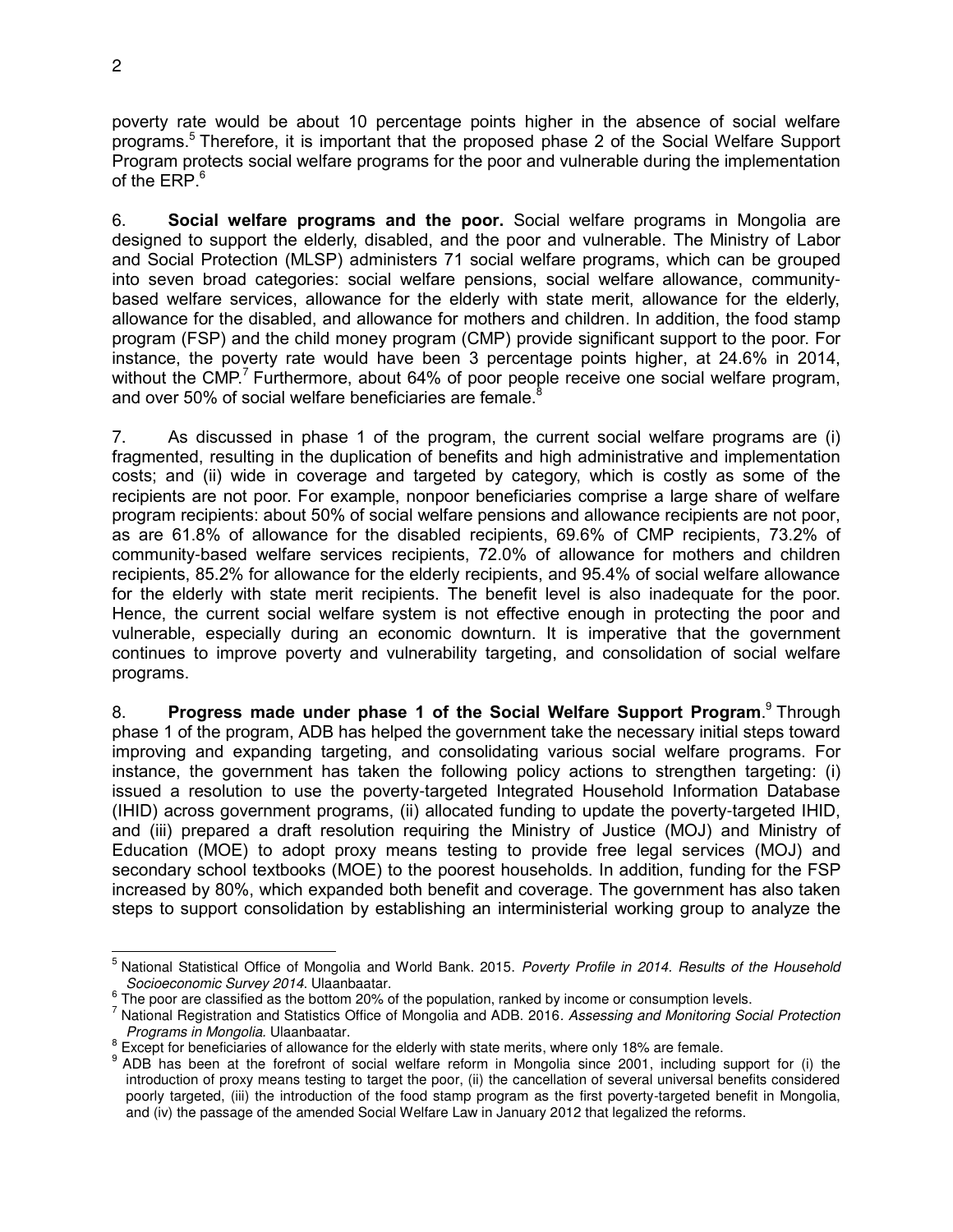poverty rate would be about 10 percentage points higher in the absence of social welfare programs.[5] Therefore, it is important that the proposed phase 2 of the Social Welfare Support Program protects social welfare programs for the poor and vulnerable during the implementation of the ERP.[6]

6. **Social welfare programs and the poor.** Social welfare programs in Mongolia are designed to support the elderly, disabled, and the poor and vulnerable. The Ministry of Labor and Social Protection (MLSP) administers 71 social welfare programs, which can be grouped into seven broad categories: social welfare pensions, social welfare allowance, community-based welfare services, allowance for the elderly with state merit, allowance for the elderly, allowance for the disabled, and allowance for mothers and children. In addition, the food stamp program (FSP) and the child money program (CMP) provide significant support to the poor. For instance, the poverty rate would have been 3 percentage points higher, at 24.6% in 2014, without the CMP.[7] Furthermore, about 64% of poor people receive one social welfare program, and over 50% of social welfare beneficiaries are female.[8]

7. As discussed in phase 1 of the program, the current social welfare programs are (i) fragmented, resulting in the duplication of benefits and high administrative and implementation costs; and (ii) wide in coverage and targeted by category, which is costly as some of the recipients are not poor. For example, nonpoor beneficiaries comprise a large share of welfare program recipients: about 50% of social welfare pensions and allowance recipients are not poor, as are 61.8% of allowance for the disabled recipients, 69.6% of CMP recipients, 73.2% of community-based welfare services recipients, 72.0% of allowance for mothers and children recipients, 85.2% for allowance for the elderly recipients, and 95.4% of social welfare allowance for the elderly with state merit recipients. The benefit level is also inadequate for the poor. Hence, the current social welfare system is not effective enough in protecting the poor and vulnerable, especially during an economic downturn. It is imperative that the government continues to improve poverty and vulnerability targeting, and consolidation of social welfare programs.

8. **Progress made under phase 1 of the Social Welfare Support Program**.[9] Through phase 1 of the program, ADB has helped the government take the necessary initial steps toward improving and expanding targeting, and consolidating various social welfare programs. For instance, the government has taken the following policy actions to strengthen targeting: (i) issued a resolution to use the poverty-targeted Integrated Household Information Database (IHID) across government programs, (ii) allocated funding to update the poverty-targeted IHID, and (iii) prepared a draft resolution requiring the Ministry of Justice (MOJ) and Ministry of Education (MOE) to adopt proxy means testing to provide free legal services (MOJ) and secondary school textbooks (MOE) to the poorest households. In addition, funding for the FSP increased by 80%, which expanded both benefit and coverage. The government has also taken steps to support consolidation by establishing an interministerial working group to analyze the

---

[5] National Statistical Office of Mongolia and World Bank. 2015. *Poverty Profile in 2014. Results of the Household Socioeconomic Survey 2014*. Ulaanbaatar.

[6] The poor are classified as the bottom 20% of the population, ranked by income or consumption levels.

[7] National Registration and Statistics Office of Mongolia and ADB. 2016. *Assessing and Monitoring Social Protection Programs in Mongolia*. Ulaanbaatar.

[8] Except for beneficiaries of allowance for the elderly with state merits, where only 18% are female.

[9] ADB has been at the forefront of social welfare reform in Mongolia since 2001, including support for (i) the introduction of proxy means testing to target the poor, (ii) the cancellation of several universal benefits considered poorly targeted, (iii) the introduction of the food stamp program as the first poverty-targeted benefit in Mongolia, and (iv) the passage of the amended Social Welfare Law in January 2012 that legalized the reforms.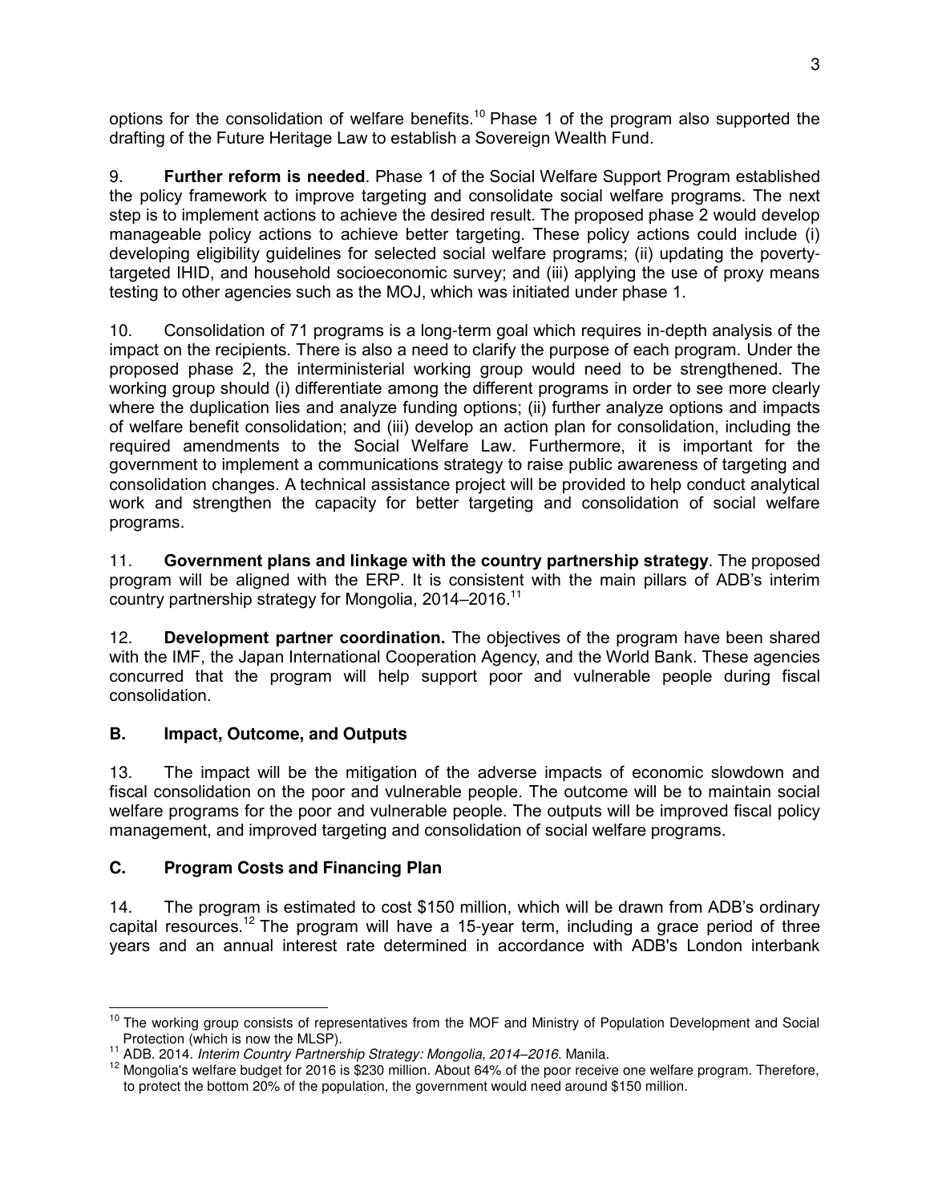options for the consolidation of welfare benefits.[10] Phase 1 of the program also supported the drafting of the Future Heritage Law to establish a Sovereign Wealth Fund.

9. **Further reform is needed**. Phase 1 of the Social Welfare Support Program established the policy framework to improve targeting and consolidate social welfare programs. The next step is to implement actions to achieve the desired result. The proposed phase 2 would develop manageable policy actions to achieve better targeting. These policy actions could include (i) developing eligibility guidelines for selected social welfare programs; (ii) updating the poverty-targeted IHID, and household socioeconomic survey; and (iii) applying the use of proxy means testing to other agencies such as the MOJ, which was initiated under phase 1.

10. Consolidation of 71 programs is a long-term goal which requires in-depth analysis of the impact on the recipients. There is also a need to clarify the purpose of each program. Under the proposed phase 2, the interministerial working group would need to be strengthened. The working group should (i) differentiate among the different programs in order to see more clearly where the duplication lies and analyze funding options; (ii) further analyze options and impacts of welfare benefit consolidation; and (iii) develop an action plan for consolidation, including the required amendments to the Social Welfare Law. Furthermore, it is important for the government to implement a communications strategy to raise public awareness of targeting and consolidation changes. A technical assistance project will be provided to help conduct analytical work and strengthen the capacity for better targeting and consolidation of social welfare programs.

11. **Government plans and linkage with the country partnership strategy**. The proposed program will be aligned with the ERP. It is consistent with the main pillars of ADB's interim country partnership strategy for Mongolia, 2014–2016.[11]

12. **Development partner coordination.** The objectives of the program have been shared with the IMF, the Japan International Cooperation Agency, and the World Bank. These agencies concurred that the program will help support poor and vulnerable people during fiscal consolidation.

### B. Impact, Outcome, and Outputs

13. The impact will be the mitigation of the adverse impacts of economic slowdown and fiscal consolidation on the poor and vulnerable people. The outcome will be to maintain social welfare programs for the poor and vulnerable people. The outputs will be improved fiscal policy management, and improved targeting and consolidation of social welfare programs.

### C. Program Costs and Financing Plan

14. The program is estimated to cost $150 million, which will be drawn from ADB's ordinary capital resources.[12] The program will have a 15-year term, including a grace period of three years and an annual interest rate determined in accordance with ADB's London interbank

---

[10] The working group consists of representatives from the MOF and Ministry of Population Development and Social Protection (which is now the MLSP).

[11] ADB. 2014. *Interim Country Partnership Strategy: Mongolia, 2014–2016*. Manila.

[12] Mongolia's welfare budget for 2016 is $230 million. About 64% of the poor receive one welfare program. Therefore, to protect the bottom 20% of the population, the government would need around $150 million.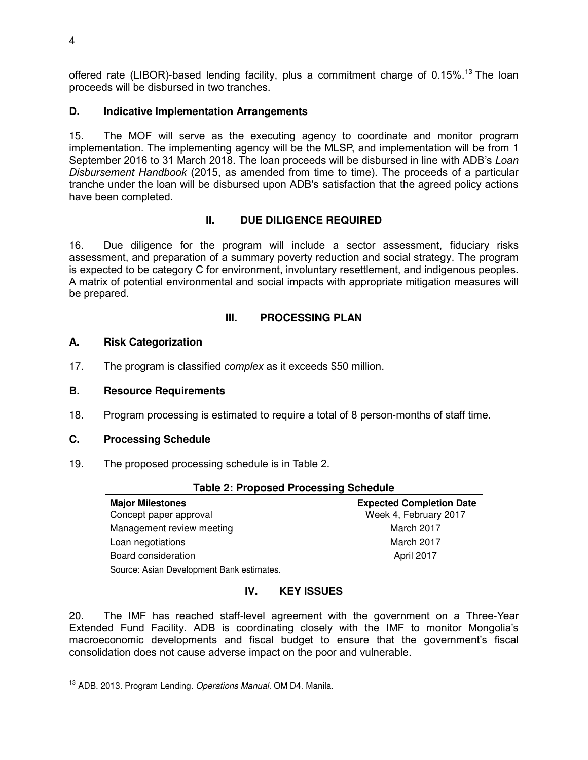offered rate (LIBOR)-based lending facility, plus a commitment charge of 0.15%.[13] The loan proceeds will be disbursed in two tranches.

### D. Indicative Implementation Arrangements

15. The MOF will serve as the executing agency to coordinate and monitor program implementation. The implementing agency will be the MLSP, and implementation will be from 1 September 2016 to 31 March 2018. The loan proceeds will be disbursed in line with ADB's *Loan Disbursement Handbook* (2015, as amended from time to time). The proceeds of a particular tranche under the loan will be disbursed upon ADB's satisfaction that the agreed policy actions have been completed.

## II. DUE DILIGENCE REQUIRED

16. Due diligence for the program will include a sector assessment, fiduciary risks assessment, and preparation of a summary poverty reduction and social strategy. The program is expected to be category C for environment, involuntary resettlement, and indigenous peoples. A matrix of potential environmental and social impacts with appropriate mitigation measures will be prepared.

## III. PROCESSING PLAN

### A. Risk Categorization

17. The program is classified *complex* as it exceeds $50 million.

### B. Resource Requirements

18. Program processing is estimated to require a total of 8 person-months of staff time.

### C. Processing Schedule

19. The proposed processing schedule is in Table 2.

**Table 2: Proposed Processing Schedule**

| Major Milestones | Expected Completion Date |
|---|---|
| Concept paper approval | Week 4, February 2017 |
| Management review meeting | March 2017 |
| Loan negotiations | March 2017 |
| Board consideration | April 2017 |

Source: Asian Development Bank estimates.

## IV. KEY ISSUES

20. The IMF has reached staff-level agreement with the government on a Three-Year Extended Fund Facility. ADB is coordinating closely with the IMF to monitor Mongolia's macroeconomic developments and fiscal budget to ensure that the government's fiscal consolidation does not cause adverse impact on the poor and vulnerable.

---

[13] ADB. 2013. Program Lending. *Operations Manual*. OM D4. Manila.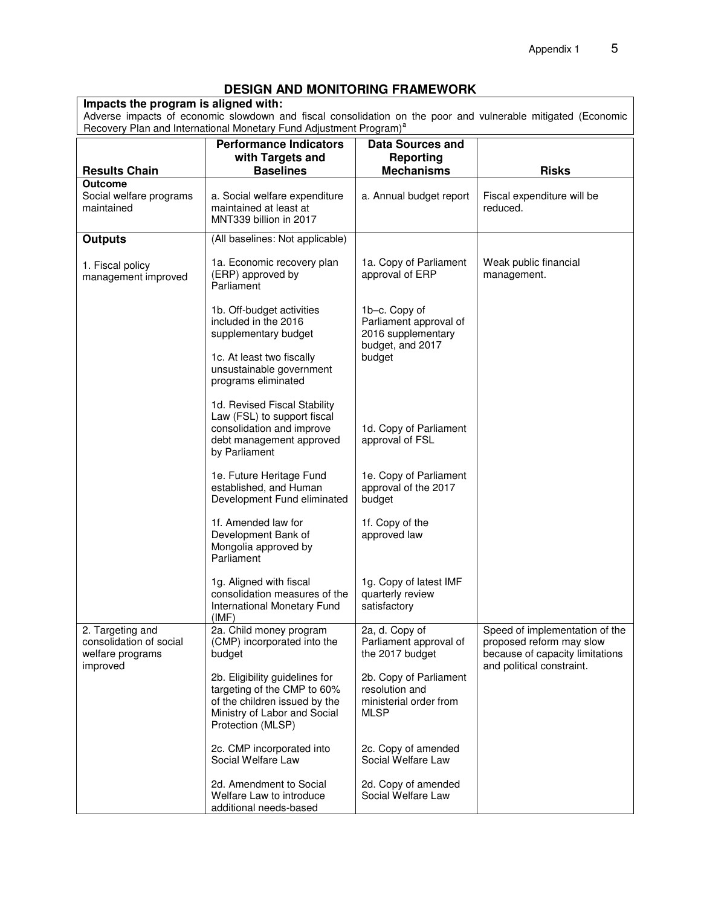## DESIGN AND MONITORING FRAMEWORK

**Impacts the program is aligned with:**
Adverse impacts of economic slowdown and fiscal consolidation on the poor and vulnerable mitigated (Economic Recovery Plan and International Monetary Fund Adjustment Program)[a]

| Results Chain | Performance Indicators with Targets and Baselines | Data Sources and Reporting Mechanisms | Risks |
|---|---|---|---|
| **Outcome**<br>Social welfare programs maintained | a. Social welfare expenditure maintained at least at MNT339 billion in 2017 | a. Annual budget report | Fiscal expenditure will be reduced. |
| **Outputs** | (All baselines: Not applicable) | | |
| 1. Fiscal policy management improved | 1a. Economic recovery plan (ERP) approved by Parliament | 1a. Copy of Parliament approval of ERP | Weak public financial management. |
| | 1b. Off-budget activities included in the 2016 supplementary budget<br><br>1c. At least two fiscally unsustainable government programs eliminated | 1b–c. Copy of Parliament approval of 2016 supplementary budget, and 2017 budget | |
| | 1d. Revised Fiscal Stability Law (FSL) to support fiscal consolidation and improve debt management approved by Parliament | 1d. Copy of Parliament approval of FSL | |
| | 1e. Future Heritage Fund established, and Human Development Fund eliminated | 1e. Copy of Parliament approval of the 2017 budget | |
| | 1f. Amended law for Development Bank of Mongolia approved by Parliament | 1f. Copy of the approved law | |
| | 1g. Aligned with fiscal consolidation measures of the International Monetary Fund (IMF) | 1g. Copy of latest IMF quarterly review satisfactory | |
| 2. Targeting and consolidation of social welfare programs improved | 2a. Child money program (CMP) incorporated into the budget | 2a, d. Copy of Parliament approval of the 2017 budget | Speed of implementation of the proposed reform may slow because of capacity limitations and political constraint. |
| | 2b. Eligibility guidelines for targeting of the CMP to 60% of the children issued by the Ministry of Labor and Social Protection (MLSP) | 2b. Copy of Parliament resolution and ministerial order from MLSP | |
| | 2c. CMP incorporated into Social Welfare Law | 2c. Copy of amended Social Welfare Law | |
| | 2d. Amendment to Social Welfare Law to introduce additional needs-based | 2d. Copy of amended Social Welfare Law | |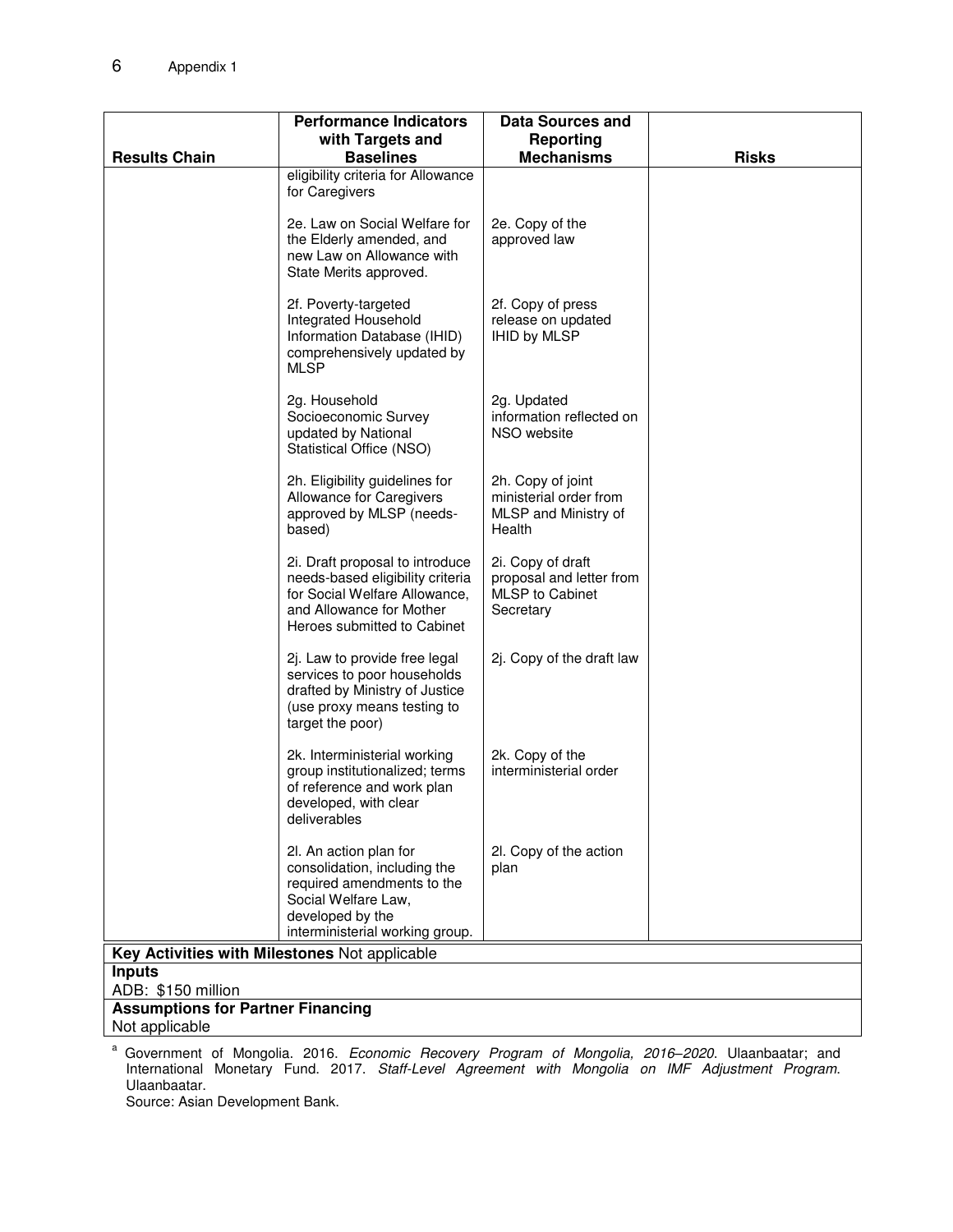| Results Chain | Performance Indicators with Targets and Baselines | Data Sources and Reporting Mechanisms | Risks |
|---|---|---|---|
| | eligibility criteria for Allowance for Caregivers | | |
| | 2e. Law on Social Welfare for the Elderly amended, and new Law on Allowance with State Merits approved. | 2e. Copy of the approved law | |
| | 2f. Poverty-targeted Integrated Household Information Database (IHID) comprehensively updated by MLSP | 2f. Copy of press release on updated IHID by MLSP | |
| | 2g. Household Socioeconomic Survey updated by National Statistical Office (NSO) | 2g. Updated information reflected on NSO website | |
| | 2h. Eligibility guidelines for Allowance for Caregivers approved by MLSP (needs-based) | 2h. Copy of joint ministerial order from MLSP and Ministry of Health | |
| | 2i. Draft proposal to introduce needs-based eligibility criteria for Social Welfare Allowance, and Allowance for Mother Heroes submitted to Cabinet | 2i. Copy of draft proposal and letter from MLSP to Cabinet Secretary | |
| | 2j. Law to provide free legal services to poor households drafted by Ministry of Justice (use proxy means testing to target the poor) | 2j. Copy of the draft law | |
| | 2k. Interministerial working group institutionalized; terms of reference and work plan developed, with clear deliverables | 2k. Copy of the interministerial order | |
| | 2l. An action plan for consolidation, including the required amendments to the Social Welfare Law, developed by the interministerial working group. | 2l. Copy of the action plan | |

**Key Activities with Milestones** Not applicable

**Inputs**

ADB: $150 million

**Assumptions for Partner Financing**

Not applicable

[a] Government of Mongolia. 2016. *Economic Recovery Program of Mongolia, 2016–2020*. Ulaanbaatar; and International Monetary Fund. 2017. *Staff-Level Agreement with Mongolia on IMF Adjustment Program*. Ulaanbaatar.

Source: Asian Development Bank.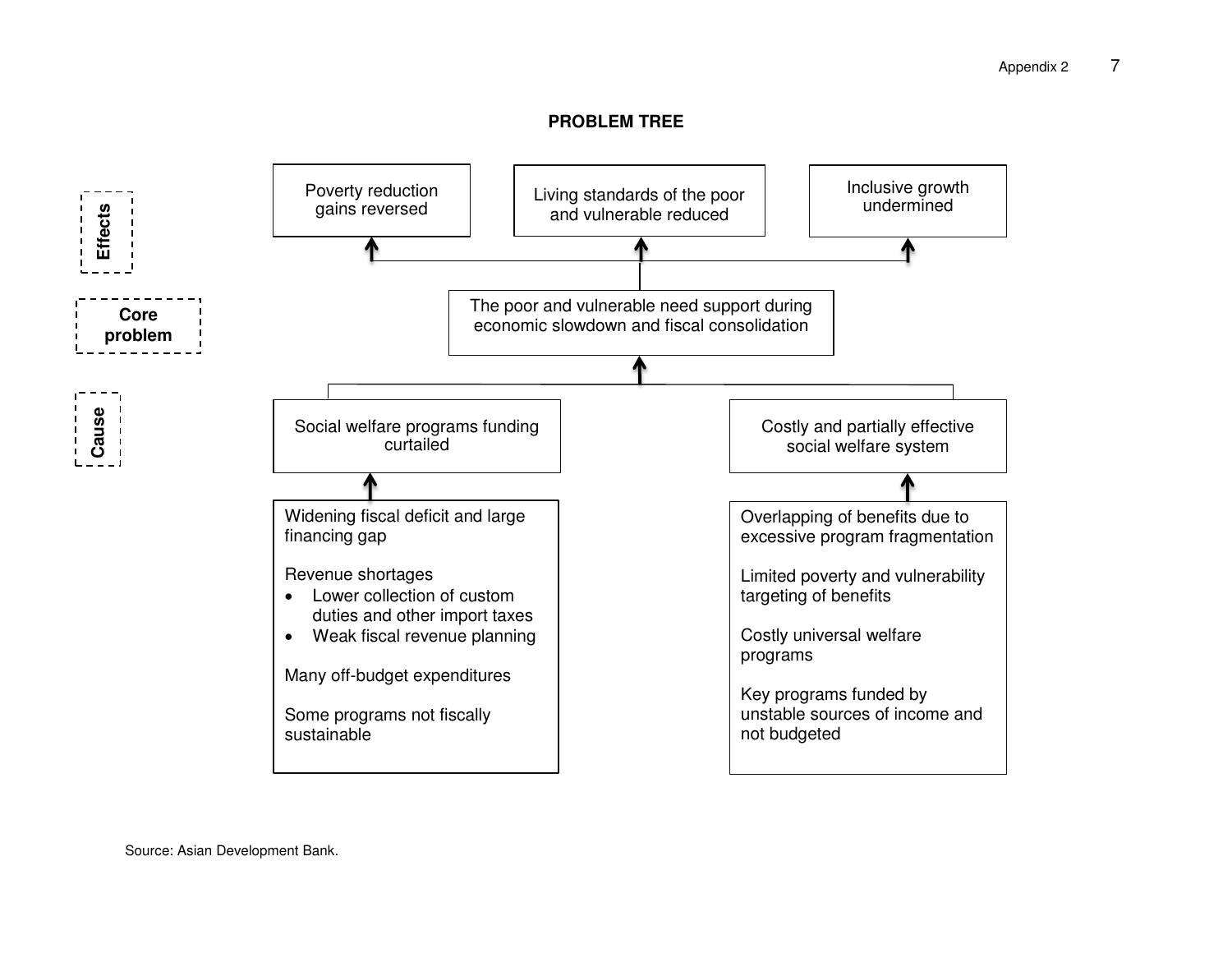## PROBLEM TREE

**Effects**

- Poverty reduction gains reversed
- Living standards of the poor and vulnerable reduced
- Inclusive growth undermined

**Core problem**

The poor and vulnerable need support during economic slowdown and fiscal consolidation

**Cause**

**Social welfare programs funding curtailed**

Widening fiscal deficit and large financing gap

Revenue shortages

- Lower collection of custom duties and other import taxes
- Weak fiscal revenue planning

Many off-budget expenditures

Some programs not fiscally sustainable

**Costly and partially effective social welfare system**

Overlapping of benefits due to excessive program fragmentation

Limited poverty and vulnerability targeting of benefits

Costly universal welfare programs

Key programs funded by unstable sources of income and not budgeted

Source: Asian Development Bank.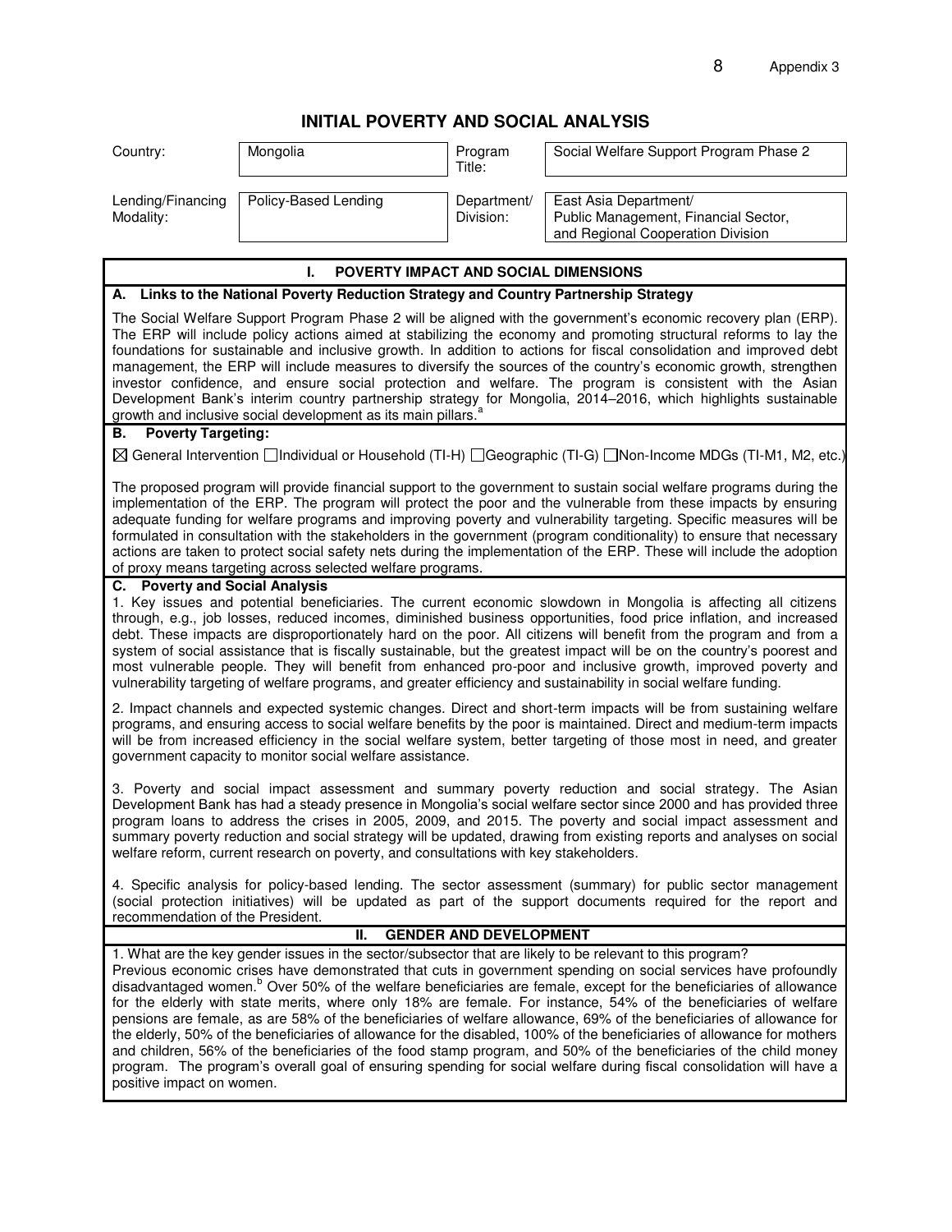# INITIAL POVERTY AND SOCIAL ANALYSIS

| Country: | Mongolia | Program Title: | Social Welfare Support Program Phase 2 |
|---|---|---|---|
| Lending/Financing Modality: | Policy-Based Lending | Department/ Division: | East Asia Department/ Public Management, Financial Sector, and Regional Cooperation Division |

## I. POVERTY IMPACT AND SOCIAL DIMENSIONS

### A. Links to the National Poverty Reduction Strategy and Country Partnership Strategy

The Social Welfare Support Program Phase 2 will be aligned with the government's economic recovery plan (ERP). The ERP will include policy actions aimed at stabilizing the economy and promoting structural reforms to lay the foundations for sustainable and inclusive growth. In addition to actions for fiscal consolidation and improved debt management, the ERP will include measures to diversify the sources of the country's economic growth, strengthen investor confidence, and ensure social protection and welfare. The program is consistent with the Asian Development Bank's interim country partnership strategy for Mongolia, 2014–2016, which highlights sustainable growth and inclusive social development as its main pillars.[a]

### B. Poverty Targeting:

☒ General Intervention ☐ Individual or Household (TI-H) ☐ Geographic (TI-G) ☐ Non-Income MDGs (TI-M1, M2, etc.)

The proposed program will provide financial support to the government to sustain social welfare programs during the implementation of the ERP. The program will protect the poor and the vulnerable from these impacts by ensuring adequate funding for welfare programs and improving poverty and vulnerability targeting. Specific measures will be formulated in consultation with the stakeholders in the government (program conditionality) to ensure that necessary actions are taken to protect social safety nets during the implementation of the ERP. These will include the adoption of proxy means targeting across selected welfare programs.

### C. Poverty and Social Analysis

1. Key issues and potential beneficiaries. The current economic slowdown in Mongolia is affecting all citizens through, e.g., job losses, reduced incomes, diminished business opportunities, food price inflation, and increased debt. These impacts are disproportionately hard on the poor. All citizens will benefit from the program and from a system of social assistance that is fiscally sustainable, but the greatest impact will be on the country's poorest and most vulnerable people. They will benefit from enhanced pro-poor and inclusive growth, improved poverty and vulnerability targeting of welfare programs, and greater efficiency and sustainability in social welfare funding.

2. Impact channels and expected systemic changes. Direct and short-term impacts will be from sustaining welfare programs, and ensuring access to social welfare benefits by the poor is maintained. Direct and medium-term impacts will be from increased efficiency in the social welfare system, better targeting of those most in need, and greater government capacity to monitor social welfare assistance.

3. Poverty and social impact assessment and summary poverty reduction and social strategy. The Asian Development Bank has had a steady presence in Mongolia's social welfare sector since 2000 and has provided three program loans to address the crises in 2005, 2009, and 2015. The poverty and social impact assessment and summary poverty reduction and social strategy will be updated, drawing from existing reports and analyses on social welfare reform, current research on poverty, and consultations with key stakeholders.

4. Specific analysis for policy-based lending. The sector assessment (summary) for public sector management (social protection initiatives) will be updated as part of the support documents required for the report and recommendation of the President.

## II. GENDER AND DEVELOPMENT

1. What are the key gender issues in the sector/subsector that are likely to be relevant to this program?
Previous economic crises have demonstrated that cuts in government spending on social services have profoundly disadvantaged women.[b] Over 50% of the welfare beneficiaries are female, except for the beneficiaries of allowance for the elderly with state merits, where only 18% are female. For instance, 54% of the beneficiaries of welfare pensions are female, as are 58% of the beneficiaries of welfare allowance, 69% of the beneficiaries of allowance for the elderly, 50% of the beneficiaries of allowance for the disabled, 100% of the beneficiaries of allowance for mothers and children, 56% of the beneficiaries of the food stamp program, and 50% of the beneficiaries of the child money program. The program's overall goal of ensuring spending for social welfare during fiscal consolidation will have a positive impact on women.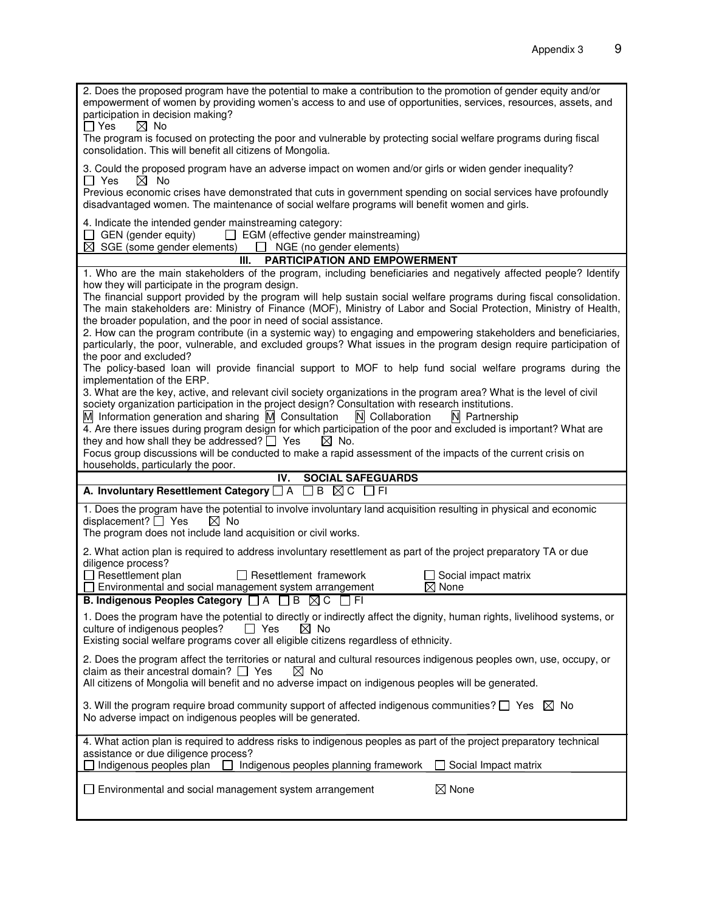2. Does the proposed program have the potential to make a contribution to the promotion of gender equity and/or empowerment of women by providing women's access to and use of opportunities, services, resources, assets, and participation in decision making?

☐ Yes ☒ No

The program is focused on protecting the poor and vulnerable by protecting social welfare programs during fiscal consolidation. This will benefit all citizens of Mongolia.

3. Could the proposed program have an adverse impact on women and/or girls or widen gender inequality?

☐ Yes ☒ No

Previous economic crises have demonstrated that cuts in government spending on social services have profoundly disadvantaged women. The maintenance of social welfare programs will benefit women and girls.

4. Indicate the intended gender mainstreaming category:

☐ GEN (gender equity) ☐ EGM (effective gender mainstreaming)
☒ SGE (some gender elements) ☐ NGE (no gender elements)

## III. PARTICIPATION AND EMPOWERMENT

1. Who are the main stakeholders of the program, including beneficiaries and negatively affected people? Identify how they will participate in the program design.

The financial support provided by the program will help sustain social welfare programs during fiscal consolidation. The main stakeholders are: Ministry of Finance (MOF), Ministry of Labor and Social Protection, Ministry of Health, the broader population, and the poor in need of social assistance.

2. How can the program contribute (in a systemic way) to engaging and empowering stakeholders and beneficiaries, particularly, the poor, vulnerable, and excluded groups? What issues in the program design require participation of the poor and excluded?

The policy-based loan will provide financial support to MOF to help fund social welfare programs during the implementation of the ERP.

3. What are the key, active, and relevant civil society organizations in the program area? What is the level of civil society organization participation in the project design? Consultation with research institutions.

M Information generation and sharing M Consultation N Collaboration N Partnership

4. Are there issues during program design for which participation of the poor and excluded is important? What are they and how shall they be addressed? ☐ Yes ☒ No.

Focus group discussions will be conducted to make a rapid assessment of the impacts of the current crisis on households, particularly the poor.

## IV. SOCIAL SAFEGUARDS

**A. Involuntary Resettlement Category** ☐ A ☐ B ☒ C ☐ FI

1. Does the program have the potential to involve involuntary land acquisition resulting in physical and economic displacement? ☐ Yes ☒ No

The program does not include land acquisition or civil works.

2. What action plan is required to address involuntary resettlement as part of the project preparatory TA or due diligence process?

☐ Resettlement plan ☐ Resettlement framework ☐ Social impact matrix
☐ Environmental and social management system arrangement ☒ None

**B. Indigenous Peoples Category** ☐ A ☐ B ☒ C ☐ FI

1. Does the program have the potential to directly or indirectly affect the dignity, human rights, livelihood systems, or culture of indigenous peoples? ☐ Yes ☒ No

Existing social welfare programs cover all eligible citizens regardless of ethnicity.

2. Does the program affect the territories or natural and cultural resources indigenous peoples own, use, occupy, or claim as their ancestral domain? ☐ Yes ☒ No

All citizens of Mongolia will benefit and no adverse impact on indigenous peoples will be generated.

3. Will the program require broad community support of affected indigenous communities? ☐ Yes ☒ No

No adverse impact on indigenous peoples will be generated.

4. What action plan is required to address risks to indigenous peoples as part of the project preparatory technical assistance or due diligence process?

☐ Indigenous peoples plan ☐ Indigenous peoples planning framework ☐ Social Impact matrix

☐ Environmental and social management system arrangement ☒ None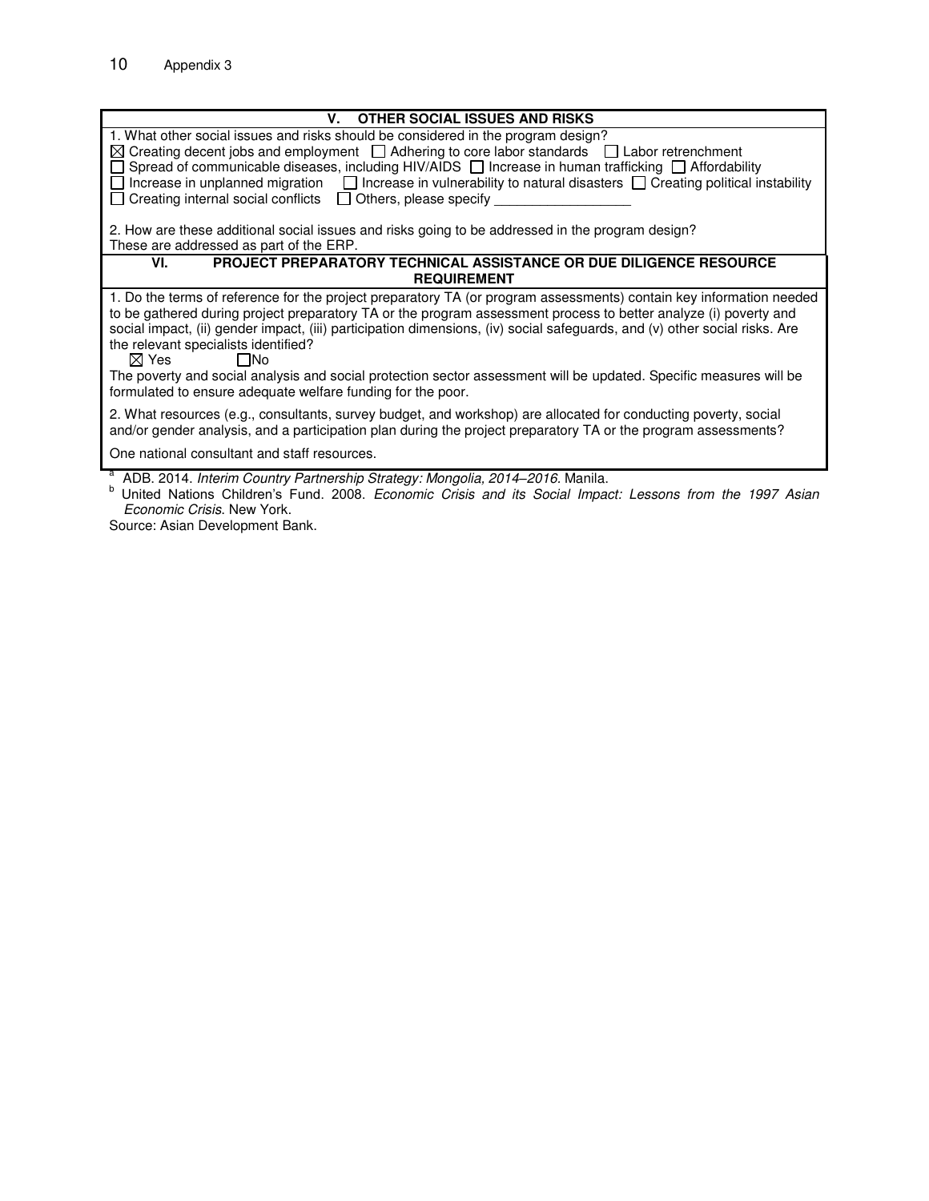## V. OTHER SOCIAL ISSUES AND RISKS

1. What other social issues and risks should be considered in the program design?

☒ Creating decent jobs and employment ☐ Adhering to core labor standards ☐ Labor retrenchment
☐ Spread of communicable diseases, including HIV/AIDS ☐ Increase in human trafficking ☐ Affordability
☐ Increase in unplanned migration ☐ Increase in vulnerability to natural disasters ☐ Creating political instability
☐ Creating internal social conflicts ☐ Others, please specify __________________

2. How are these additional social issues and risks going to be addressed in the program design?
These are addressed as part of the ERP.

## VI. PROJECT PREPARATORY TECHNICAL ASSISTANCE OR DUE DILIGENCE RESOURCE REQUIREMENT

1. Do the terms of reference for the project preparatory TA (or program assessments) contain key information needed to be gathered during project preparatory TA or the program assessment process to better analyze (i) poverty and social impact, (ii) gender impact, (iii) participation dimensions, (iv) social safeguards, and (v) other social risks. Are the relevant specialists identified?

☒ Yes ☐ No

The poverty and social analysis and social protection sector assessment will be updated. Specific measures will be formulated to ensure adequate welfare funding for the poor.

2. What resources (e.g., consultants, survey budget, and workshop) are allocated for conducting poverty, social and/or gender analysis, and a participation plan during the project preparatory TA or the program assessments?

One national consultant and staff resources.

[a] ADB. 2014. *Interim Country Partnership Strategy: Mongolia, 2014–2016*. Manila.
[b] United Nations Children's Fund. 2008. *Economic Crisis and its Social Impact: Lessons from the 1997 Asian Economic Crisis*. New York.

Source: Asian Development Bank.